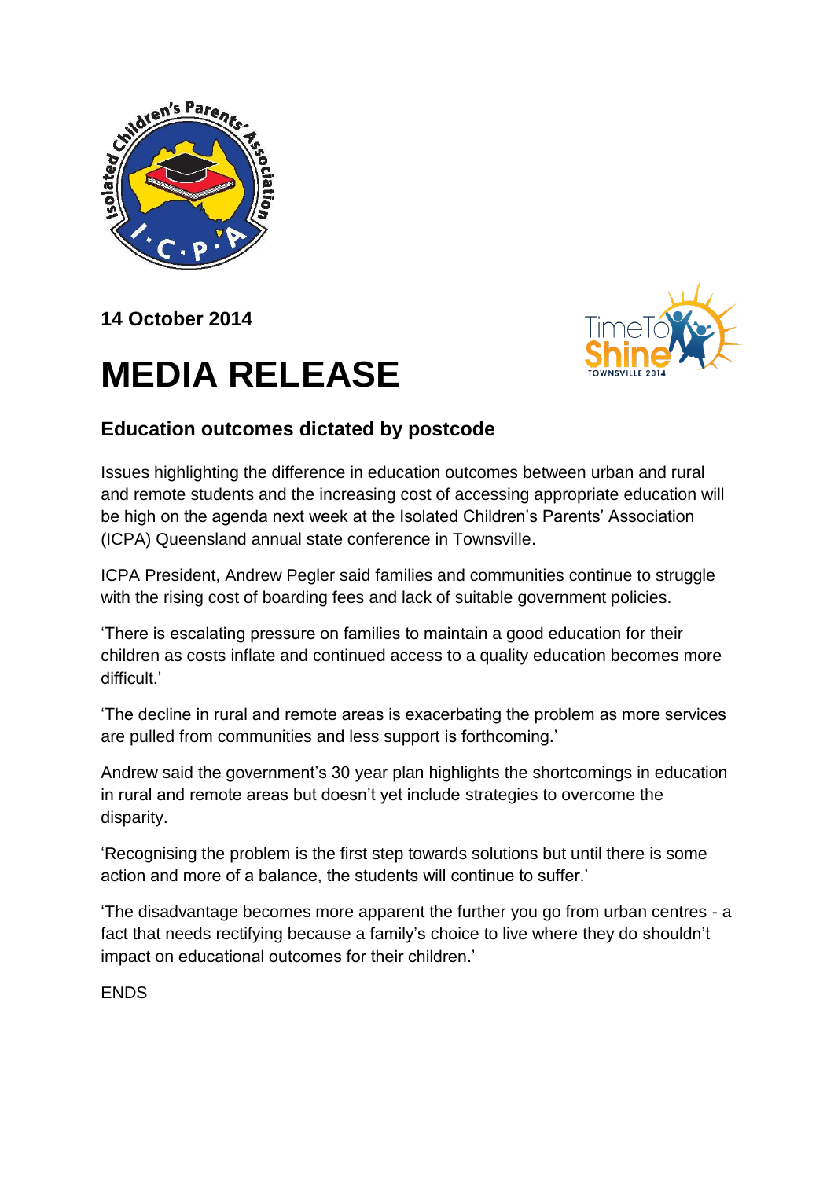**14 October 2014**

# MEDIA RELEASE

## Education outcomes dictated by postcode

Issues highlighting the difference in education outcomes between urban and rural and remote students and the increasing cost of accessing appropriate education will be high on the agenda next week at the Isolated Children's Parents' Association (ICPA) Queensland annual state conference in Townsville.

ICPA President, Andrew Pegler said families and communities continue to struggle with the rising cost of boarding fees and lack of suitable government policies.

'There is escalating pressure on families to maintain a good education for their children as costs inflate and continued access to a quality education becomes more difficult.'

'The decline in rural and remote areas is exacerbating the problem as more services are pulled from communities and less support is forthcoming.'

Andrew said the government's 30 year plan highlights the shortcomings in education in rural and remote areas but doesn't yet include strategies to overcome the disparity.

'Recognising the problem is the first step towards solutions but until there is some action and more of a balance, the students will continue to suffer.'

'The disadvantage becomes more apparent the further you go from urban centres - a fact that needs rectifying because a family's choice to live where they do shouldn't impact on educational outcomes for their children.'

ENDS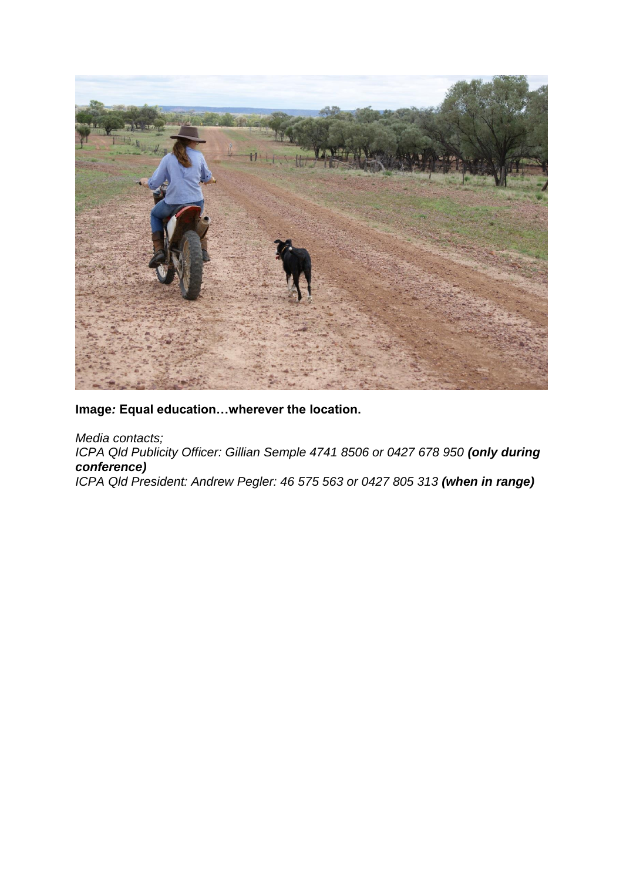**Image*:* Equal education…wherever the location.**

*Media contacts;*
*ICPA Qld Publicity Officer: Gillian Semple 4741 8506 or 0427 678 950* ***(only during conference)***
*ICPA Qld President: Andrew Pegler: 46 575 563 or 0427 805 313* ***(when in range)***